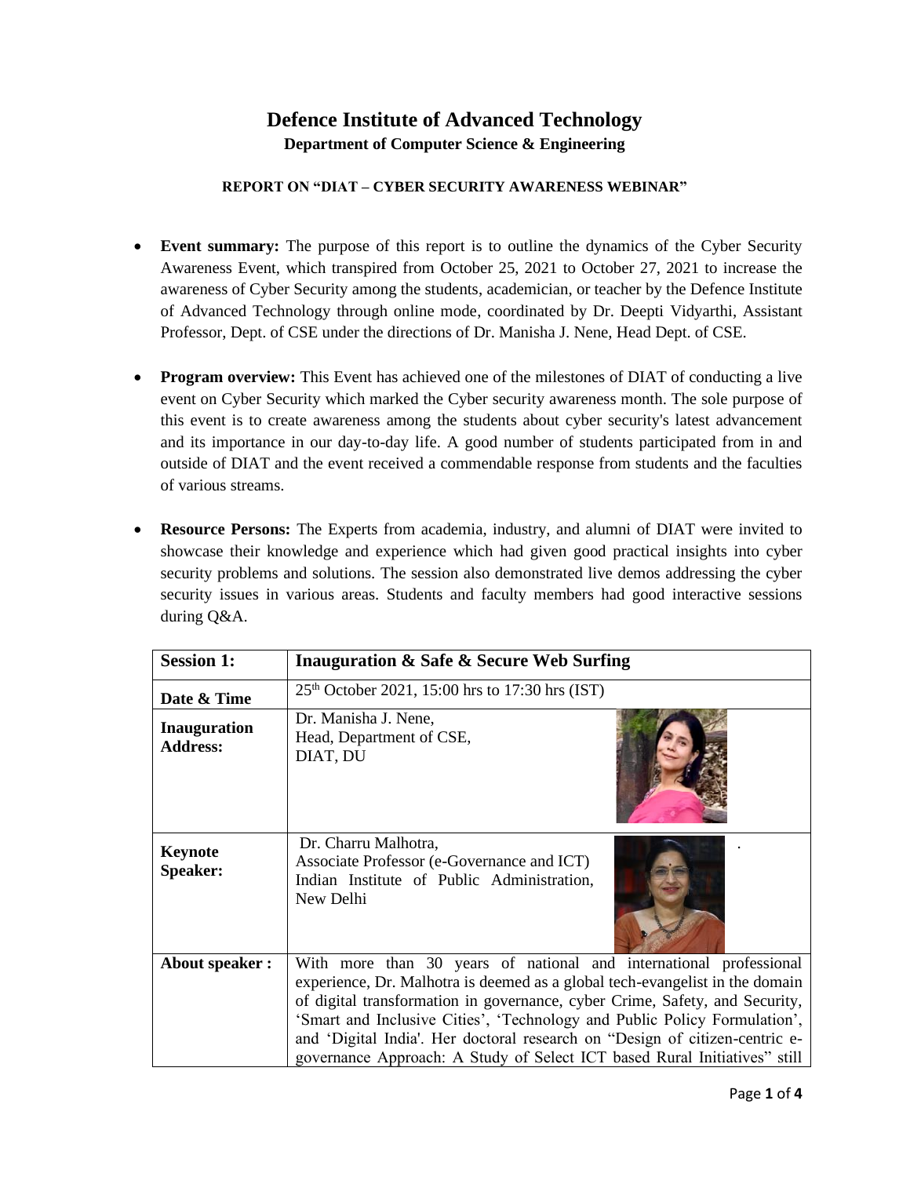# Defence Institute of Advanced Technology

## Department of Computer Science & Engineering

### REPORT ON "DIAT – CYBER SECURITY AWARENESS WEBINAR"

- **Event summary:** The purpose of this report is to outline the dynamics of the Cyber Security Awareness Event, which transpired from October 25, 2021 to October 27, 2021 to increase the awareness of Cyber Security among the students, academician, or teacher by the Defence Institute of Advanced Technology through online mode, coordinated by Dr. Deepti Vidyarthi, Assistant Professor, Dept. of CSE under the directions of Dr. Manisha J. Nene, Head Dept. of CSE.

- **Program overview:** This Event has achieved one of the milestones of DIAT of conducting a live event on Cyber Security which marked the Cyber security awareness month. The sole purpose of this event is to create awareness among the students about cyber security's latest advancement and its importance in our day-to-day life. A good number of students participated from in and outside of DIAT and the event received a commendable response from students and the faculties of various streams.

- **Resource Persons:** The Experts from academia, industry, and alumni of DIAT were invited to showcase their knowledge and experience which had given good practical insights into cyber security problems and solutions. The session also demonstrated live demos addressing the cyber security issues in various areas. Students and faculty members had good interactive sessions during Q&A.

| **Session 1:** | **Inauguration & Safe & Secure Web Surfing** |
|---|---|
| **Date & Time** | 25th October 2021, 15:00 hrs to 17:30 hrs (IST) |
| **Inauguration Address:** | Dr. Manisha J. Nene,<br>Head, Department of CSE,<br>DIAT, DU |
| **Keynote Speaker:** | Dr. Charru Malhotra,<br>Associate Professor (e-Governance and ICT)<br>Indian Institute of Public Administration, New Delhi |
| **About speaker :** | With more than 30 years of national and international professional experience, Dr. Malhotra is deemed as a global tech-evangelist in the domain of digital transformation in governance, cyber Crime, Safety, and Security, 'Smart and Inclusive Cities', 'Technology and Public Policy Formulation', and 'Digital India'. Her doctoral research on "Design of citizen-centric e-governance Approach: A Study of Select ICT based Rural Initiatives" still |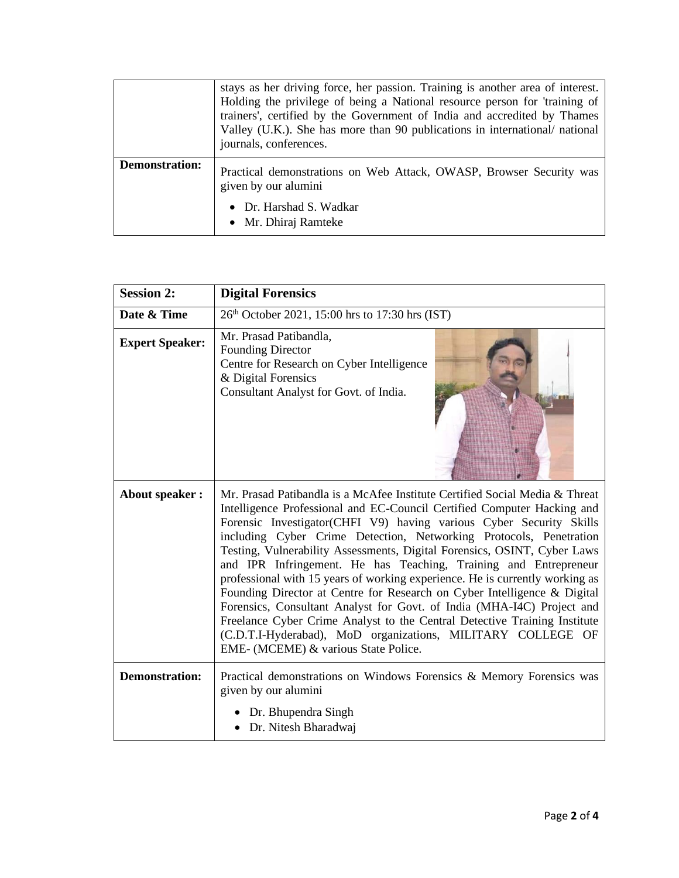| | |
|---|---|
| | stays as her driving force, her passion. Training is another area of interest. Holding the privilege of being a National resource person for 'training of trainers', certified by the Government of India and accredited by Thames Valley (U.K.). She has more than 90 publications in international/ national journals, conferences. |
| **Demonstration:** | Practical demonstrations on Web Attack, OWASP, Browser Security was given by our alumini<br>• Dr. Harshad S. Wadkar<br>• Mr. Dhiraj Ramteke |

| **Session 2:** | **Digital Forensics** |
|---|---|
| **Date & Time** | 26th October 2021, 15:00 hrs to 17:30 hrs (IST) |
| **Expert Speaker:** | Mr. Prasad Patibandla,<br>Founding Director<br>Centre for Research on Cyber Intelligence & Digital Forensics<br>Consultant Analyst for Govt. of India. |
| **About speaker :** | Mr. Prasad Patibandla is a McAfee Institute Certified Social Media & Threat Intelligence Professional and EC-Council Certified Computer Hacking and Forensic Investigator(CHFI V9) having various Cyber Security Skills including Cyber Crime Detection, Networking Protocols, Penetration Testing, Vulnerability Assessments, Digital Forensics, OSINT, Cyber Laws and IPR Infringement. He has Teaching, Training and Entrepreneur professional with 15 years of working experience. He is currently working as Founding Director at Centre for Research on Cyber Intelligence & Digital Forensics, Consultant Analyst for Govt. of India (MHA-I4C) Project and Freelance Cyber Crime Analyst to the Central Detective Training Institute (C.D.T.I-Hyderabad), MoD organizations, MILITARY COLLEGE OF EME- (MCEME) & various State Police. |
| **Demonstration:** | Practical demonstrations on Windows Forensics & Memory Forensics was given by our alumini<br>• Dr. Bhupendra Singh<br>• Dr. Nitesh Bharadwaj |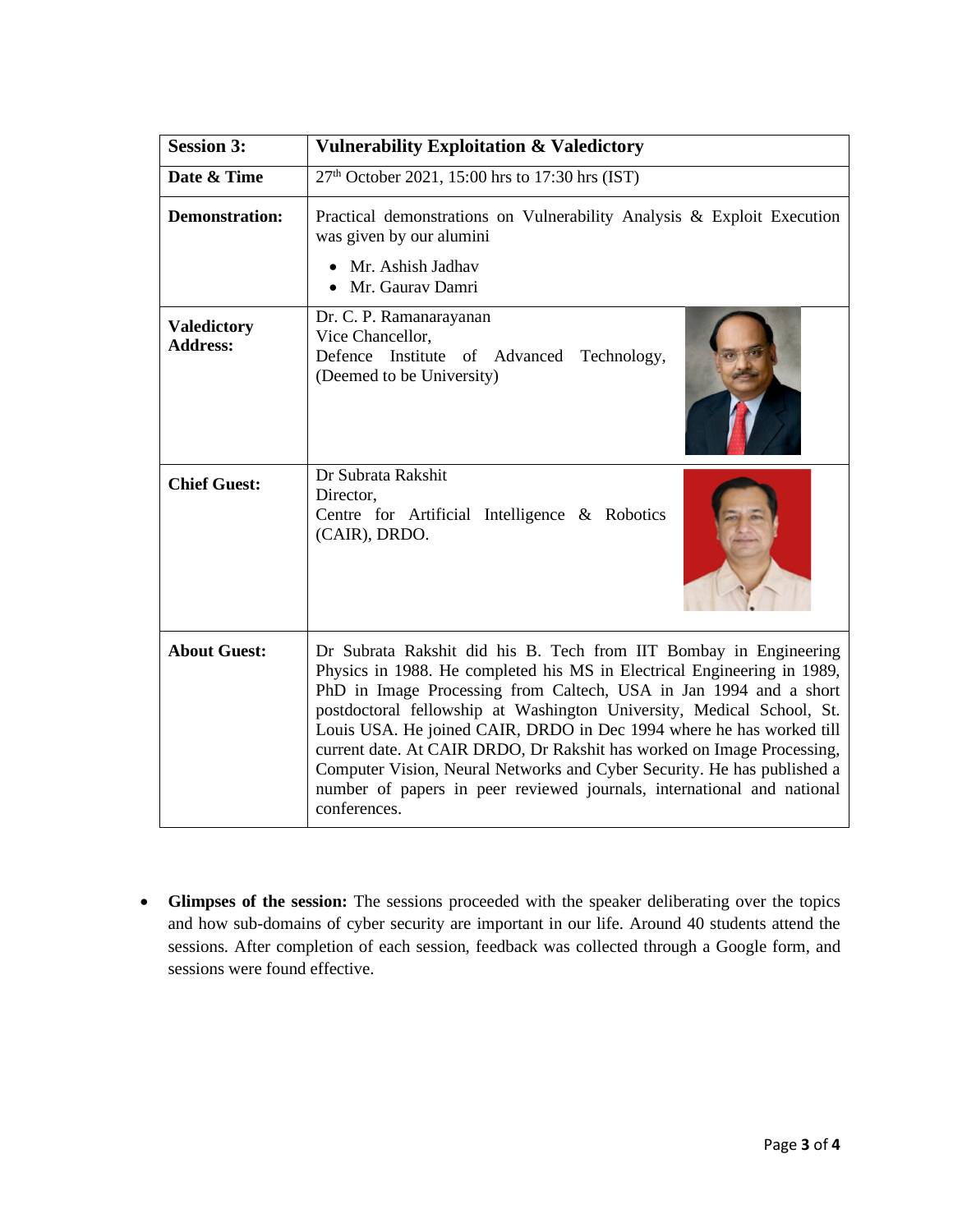| **Session 3:** | **Vulnerability Exploitation & Valedictory** |
|---|---|
| **Date & Time** | 27th October 2021, 15:00 hrs to 17:30 hrs (IST) |
| **Demonstration:** | Practical demonstrations on Vulnerability Analysis & Exploit Execution was given by our alumini<br>• Mr. Ashish Jadhav<br>• Mr. Gaurav Damri |
| **Valedictory Address:** | Dr. C. P. Ramanarayanan<br>Vice Chancellor,<br>Defence Institute of Advanced Technology, (Deemed to be University) |
| **Chief Guest:** | Dr Subrata Rakshit<br>Director,<br>Centre for Artificial Intelligence & Robotics (CAIR), DRDO. |
| **About Guest:** | Dr Subrata Rakshit did his B. Tech from IIT Bombay in Engineering Physics in 1988. He completed his MS in Electrical Engineering in 1989, PhD in Image Processing from Caltech, USA in Jan 1994 and a short postdoctoral fellowship at Washington University, Medical School, St. Louis USA. He joined CAIR, DRDO in Dec 1994 where he has worked till current date. At CAIR DRDO, Dr Rakshit has worked on Image Processing, Computer Vision, Neural Networks and Cyber Security. He has published a number of papers in peer reviewed journals, international and national conferences. |

- **Glimpses of the session:** The sessions proceeded with the speaker deliberating over the topics and how sub-domains of cyber security are important in our life. Around 40 students attend the sessions. After completion of each session, feedback was collected through a Google form, and sessions were found effective.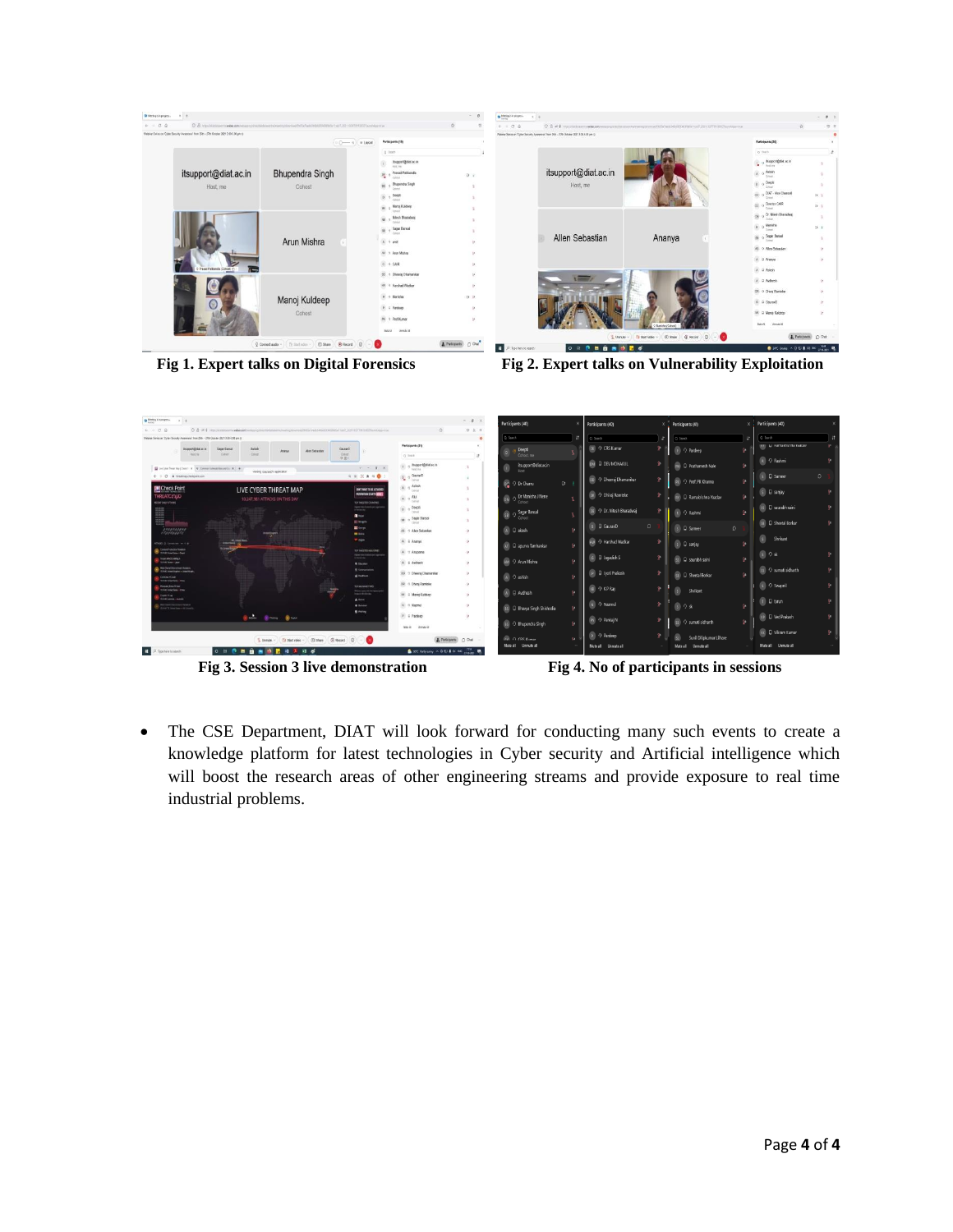Fig 1. Expert talks on Digital Forensics

Fig 2. Expert talks on Vulnerability Exploitation

Fig 3. Session 3 live demonstration

Fig 4. No of participants in sessions

- The CSE Department, DIAT will look forward for conducting many such events to create a knowledge platform for latest technologies in Cyber security and Artificial intelligence which will boost the research areas of other engineering streams and provide exposure to real time industrial problems.